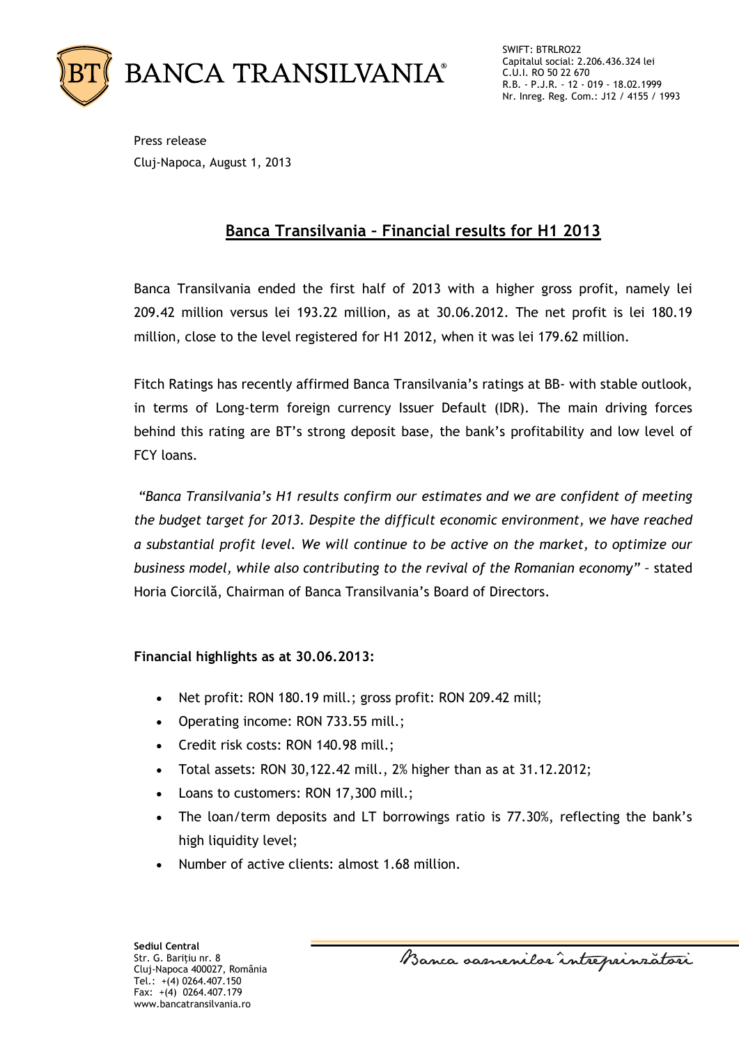BANCA TRANSILVANIA®

SWIFT: BTRLRO22
Capitalul social: 2.206.436.324 lei
C.U.I. RO 50 22 670
R.B. - P.J.R. - 12 - 019 - 18.02.1999
Nr. Inreg. Reg. Com.: J12 / 4155 / 1993

Press release
Cluj-Napoca, August 1, 2013

## Banca Transilvania – Financial results for H1 2013

Banca Transilvania ended the first half of 2013 with a higher gross profit, namely lei 209.42 million versus lei 193.22 million, as at 30.06.2012. The net profit is lei 180.19 million, close to the level registered for H1 2012, when it was lei 179.62 million.

Fitch Ratings has recently affirmed Banca Transilvania's ratings at BB- with stable outlook, in terms of Long-term foreign currency Issuer Default (IDR). The main driving forces behind this rating are BT's strong deposit base, the bank's profitability and low level of FCY loans.

*"Banca Transilvania's H1 results confirm our estimates and we are confident of meeting the budget target for 2013. Despite the difficult economic environment, we have reached a substantial profit level. We will continue to be active on the market, to optimize our business model, while also contributing to the revival of the Romanian economy"* – stated Horia Ciorcilă, Chairman of Banca Transilvania's Board of Directors.

**Financial highlights as at 30.06.2013:**

- Net profit: RON 180.19 mill.; gross profit: RON 209.42 mill;
- Operating income: RON 733.55 mill.;
- Credit risk costs: RON 140.98 mill.;
- Total assets: RON 30,122.42 mill., 2% higher than as at 31.12.2012;
- Loans to customers: RON 17,300 mill.;
- The loan/term deposits and LT borrowings ratio is 77.30%, reflecting the bank's high liquidity level;
- Number of active clients: almost 1.68 million.

**Sediul Central**
Str. G. Barițiu nr. 8
Cluj-Napoca 400027, România
Tel.: +(4) 0264.407.150
Fax: +(4) 0264.407.179
www.bancatransilvania.ro

Banca oamenilor întreprinzători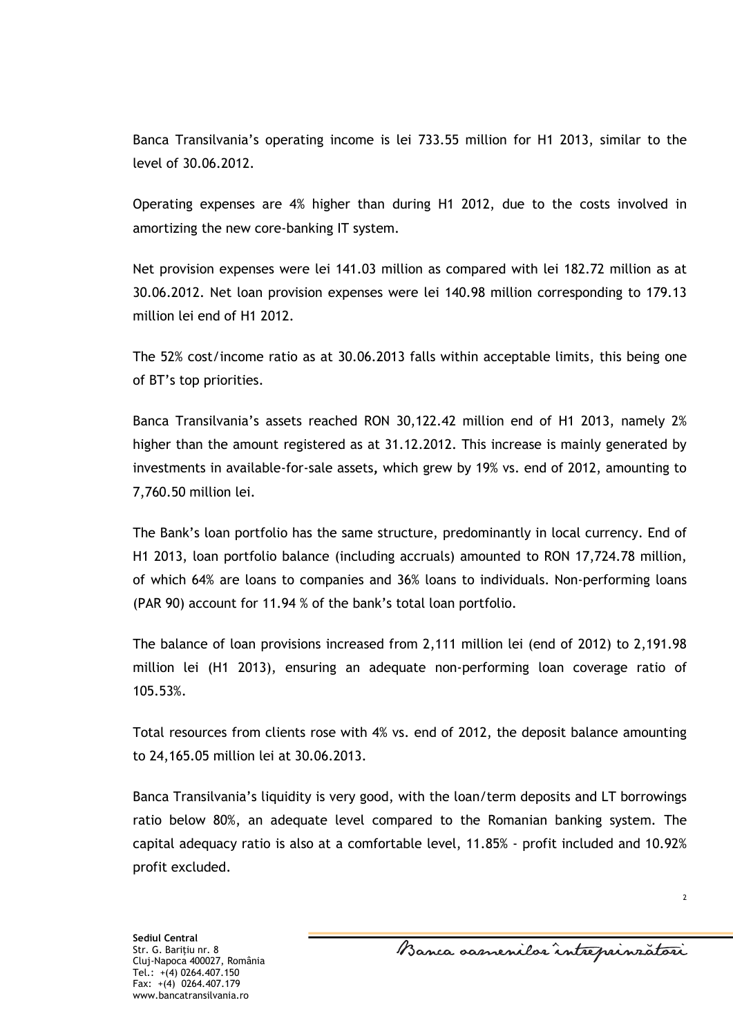Banca Transilvania's operating income is lei 733.55 million for H1 2013, similar to the level of 30.06.2012.

Operating expenses are 4% higher than during H1 2012, due to the costs involved in amortizing the new core-banking IT system.

Net provision expenses were lei 141.03 million as compared with lei 182.72 million as at 30.06.2012. Net loan provision expenses were lei 140.98 million corresponding to 179.13 million lei end of H1 2012.

The 52% cost/income ratio as at 30.06.2013 falls within acceptable limits, this being one of BT's top priorities.

Banca Transilvania's assets reached RON 30,122.42 million end of H1 2013, namely 2% higher than the amount registered as at 31.12.2012. This increase is mainly generated by investments in available-for-sale assets, which grew by 19% vs. end of 2012, amounting to 7,760.50 million lei.

The Bank's loan portfolio has the same structure, predominantly in local currency. End of H1 2013, loan portfolio balance (including accruals) amounted to RON 17,724.78 million, of which 64% are loans to companies and 36% loans to individuals. Non-performing loans (PAR 90) account for 11.94 % of the bank's total loan portfolio.

The balance of loan provisions increased from 2,111 million lei (end of 2012) to 2,191.98 million lei (H1 2013), ensuring an adequate non-performing loan coverage ratio of 105.53%.

Total resources from clients rose with 4% vs. end of 2012, the deposit balance amounting to 24,165.05 million lei at 30.06.2013.

Banca Transilvania's liquidity is very good, with the loan/term deposits and LT borrowings ratio below 80%, an adequate level compared to the Romanian banking system. The capital adequacy ratio is also at a comfortable level, 11.85% - profit included and 10.92% profit excluded.

**Sediul Central**
Str. G. Barițiu nr. 8
Cluj-Napoca 400027, România
Tel.: +(4) 0264.407.150
Fax: +(4) 0264.407.179
www.bancatransilvania.ro

Banca oamenilor întreprinzători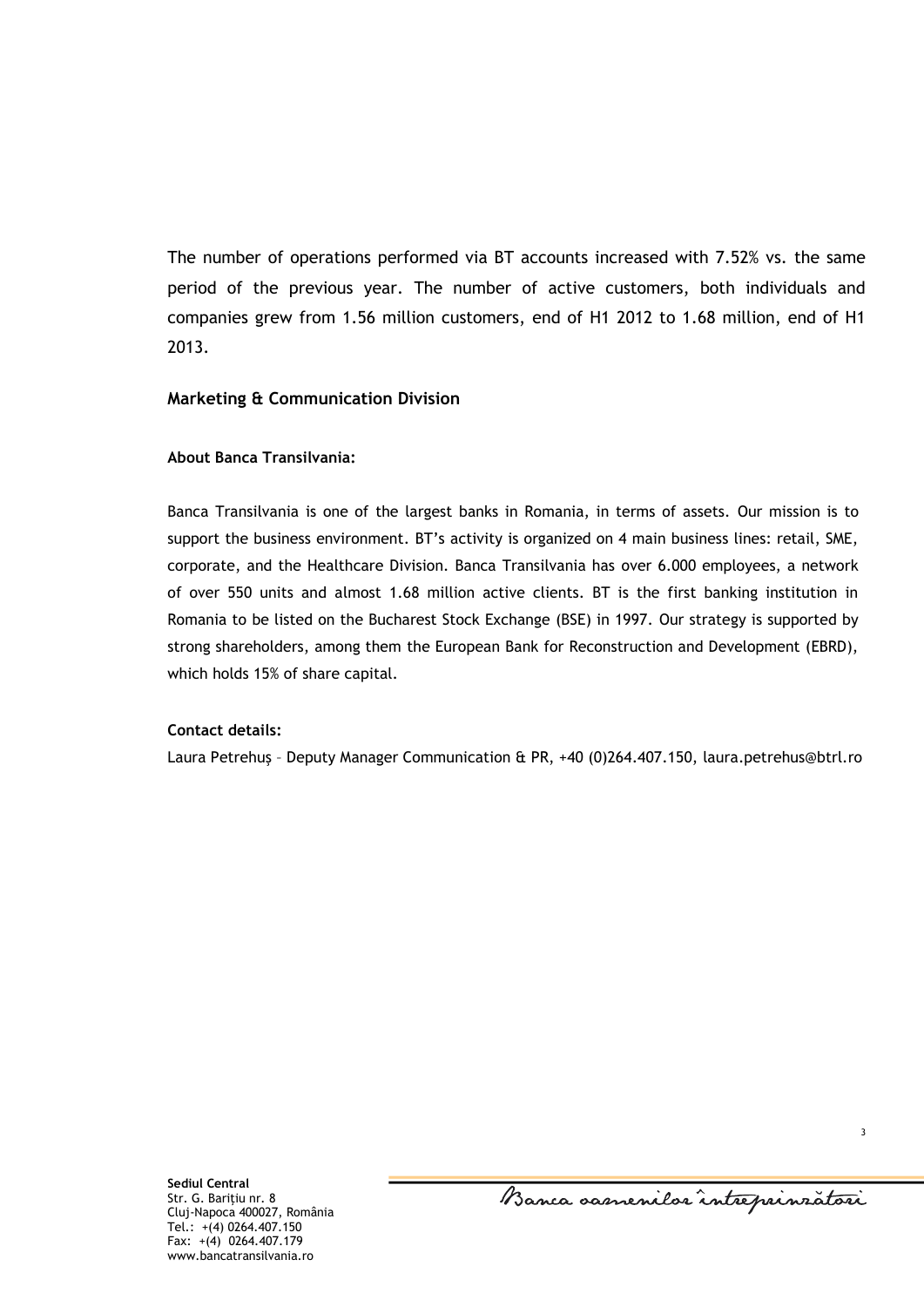The number of operations performed via BT accounts increased with 7.52% vs. the same period of the previous year. The number of active customers, both individuals and companies grew from 1.56 million customers, end of H1 2012 to 1.68 million, end of H1 2013.

**Marketing & Communication Division**

**About Banca Transilvania:**

Banca Transilvania is one of the largest banks in Romania, in terms of assets. Our mission is to support the business environment. BT's activity is organized on 4 main business lines: retail, SME, corporate, and the Healthcare Division. Banca Transilvania has over 6.000 employees, a network of over 550 units and almost 1.68 million active clients. BT is the first banking institution in Romania to be listed on the Bucharest Stock Exchange (BSE) in 1997. Our strategy is supported by strong shareholders, among them the European Bank for Reconstruction and Development (EBRD), which holds 15% of share capital.

**Contact details:**

Laura Petrehuș – Deputy Manager Communication & PR, +40 (0)264.407.150, laura.petrehus@btrl.ro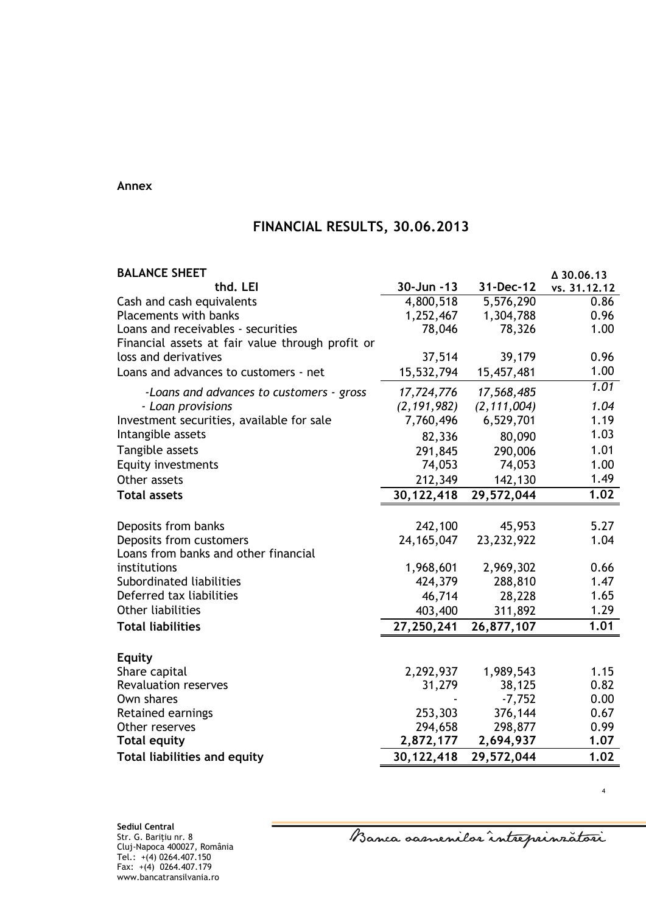**Annex**

# FINANCIAL RESULTS, 30.06.2013

| **BALANCE SHEET** thd. LEI | 30-Jun -13 | 31-Dec-12 | Δ 30.06.13 vs. 31.12.12 |
|---|---|---|---|
| Cash and cash equivalents | 4,800,518 | 5,576,290 | 0.86 |
| Placements with banks | 1,252,467 | 1,304,788 | 0.96 |
| Loans and receivables - securities | 78,046 | 78,326 | 1.00 |
| Financial assets at fair value through profit or loss and derivatives | 37,514 | 39,179 | 0.96 |
| Loans and advances to customers - net | 15,532,794 | 15,457,481 | 1.00 |
| *-Loans and advances to customers - gross* | *17,724,776* | *17,568,485* | *1.01* |
| *- Loan provisions* | *(2,191,982)* | *(2,111,004)* | *1.04* |
| Investment securities, available for sale | 7,760,496 | 6,529,701 | 1.19 |
| Intangible assets | 82,336 | 80,090 | 1.03 |
| Tangible assets | 291,845 | 290,006 | 1.01 |
| Equity investments | 74,053 | 74,053 | 1.00 |
| Other assets | 212,349 | 142,130 | 1.49 |
| **Total assets** | **30,122,418** | **29,572,044** | **1.02** |
| | | | |
| Deposits from banks | 242,100 | 45,953 | 5.27 |
| Deposits from customers | 24,165,047 | 23,232,922 | 1.04 |
| Loans from banks and other financial institutions | 1,968,601 | 2,969,302 | 0.66 |
| Subordinated liabilities | 424,379 | 288,810 | 1.47 |
| Deferred tax liabilities | 46,714 | 28,228 | 1.65 |
| Other liabilities | 403,400 | 311,892 | 1.29 |
| **Total liabilities** | **27,250,241** | **26,877,107** | **1.01** |
| | | | |
| **Equity** | | | |
| Share capital | 2,292,937 | 1,989,543 | 1.15 |
| Revaluation reserves | 31,279 | 38,125 | 0.82 |
| Own shares | - | -7,752 | 0.00 |
| Retained earnings | 253,303 | 376,144 | 0.67 |
| Other reserves | 294,658 | 298,877 | 0.99 |
| **Total equity** | **2,872,177** | **2,694,937** | **1.07** |
| **Total liabilities and equity** | **30,122,418** | **29,572,044** | **1.02** |

**Sediul Central**
Str. G. Barițiu nr. 8
Cluj-Napoca 400027, România
Tel.: +(4) 0264.407.150
Fax: +(4) 0264.407.179
www.bancatransilvania.ro

Banca oamenilor întreprinzători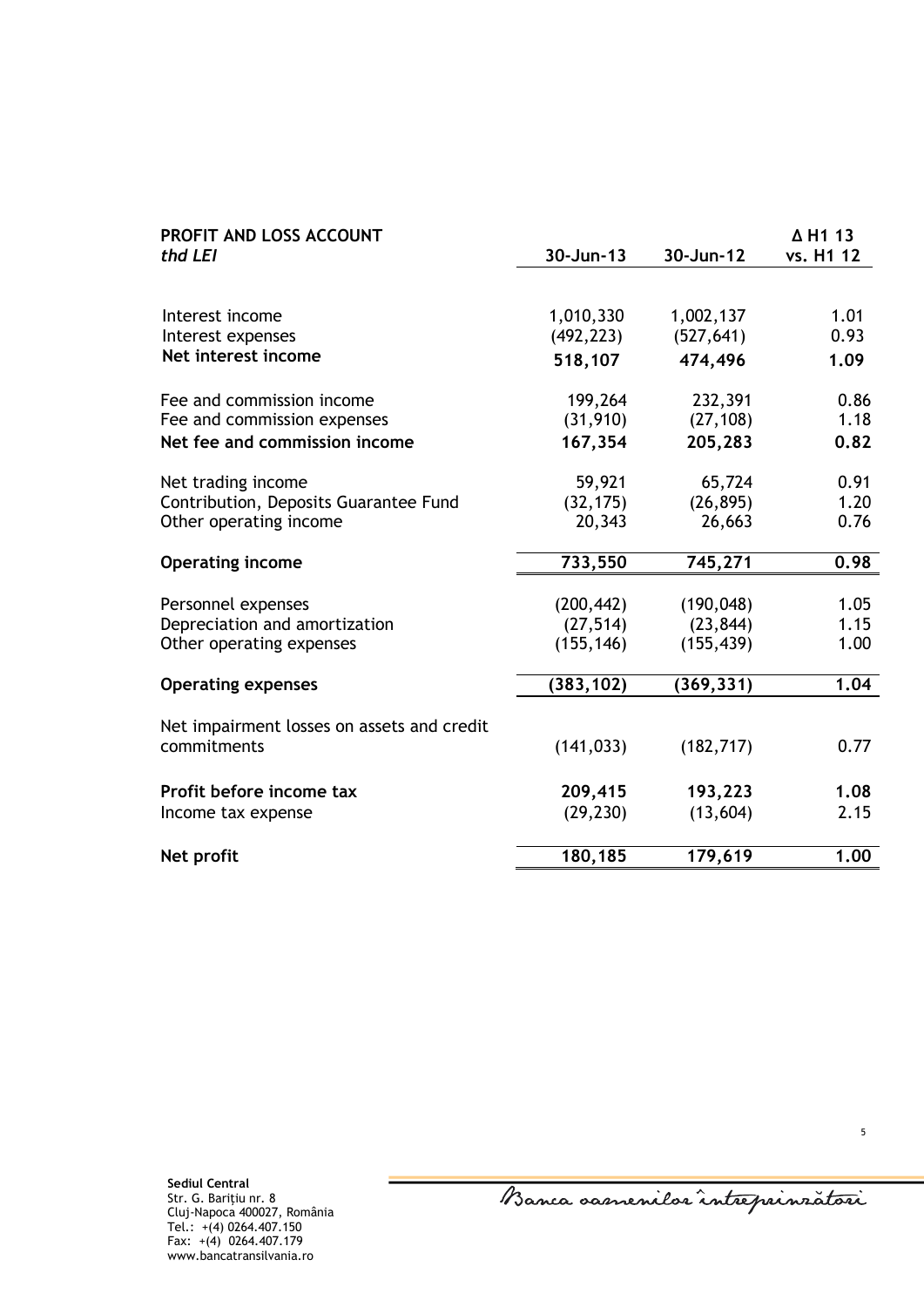| PROFIT AND LOSS ACCOUNT *thd LEI* | 30-Jun-13 | 30-Jun-12 | Δ H1 13 vs. H1 12 |
|---|---|---|---|
| Interest income | 1,010,330 | 1,002,137 | 1.01 |
| Interest expenses | (492,223) | (527,641) | 0.93 |
| **Net interest income** | **518,107** | **474,496** | **1.09** |
| Fee and commission income | 199,264 | 232,391 | 0.86 |
| Fee and commission expenses | (31,910) | (27,108) | 1.18 |
| **Net fee and commission income** | **167,354** | **205,283** | **0.82** |
| Net trading income | 59,921 | 65,724 | 0.91 |
| Contribution, Deposits Guarantee Fund | (32,175) | (26,895) | 1.20 |
| Other operating income | 20,343 | 26,663 | 0.76 |
| **Operating income** | **733,550** | **745,271** | **0.98** |
| Personnel expenses | (200,442) | (190,048) | 1.05 |
| Depreciation and amortization | (27,514) | (23,844) | 1.15 |
| Other operating expenses | (155,146) | (155,439) | 1.00 |
| **Operating expenses** | **(383,102)** | **(369,331)** | **1.04** |
| Net impairment losses on assets and credit commitments | (141,033) | (182,717) | 0.77 |
| **Profit before income tax** | **209,415** | **193,223** | **1.08** |
| Income tax expense | (29,230) | (13,604) | 2.15 |
| **Net profit** | **180,185** | **179,619** | **1.00** |

**Sediul Central**
Str. G. Barițiu nr. 8
Cluj-Napoca 400027, România
Tel.: +(4) 0264.407.150
Fax: +(4) 0264.407.179
www.bancatransilvania.ro

Banca oamenilor întreprinzători